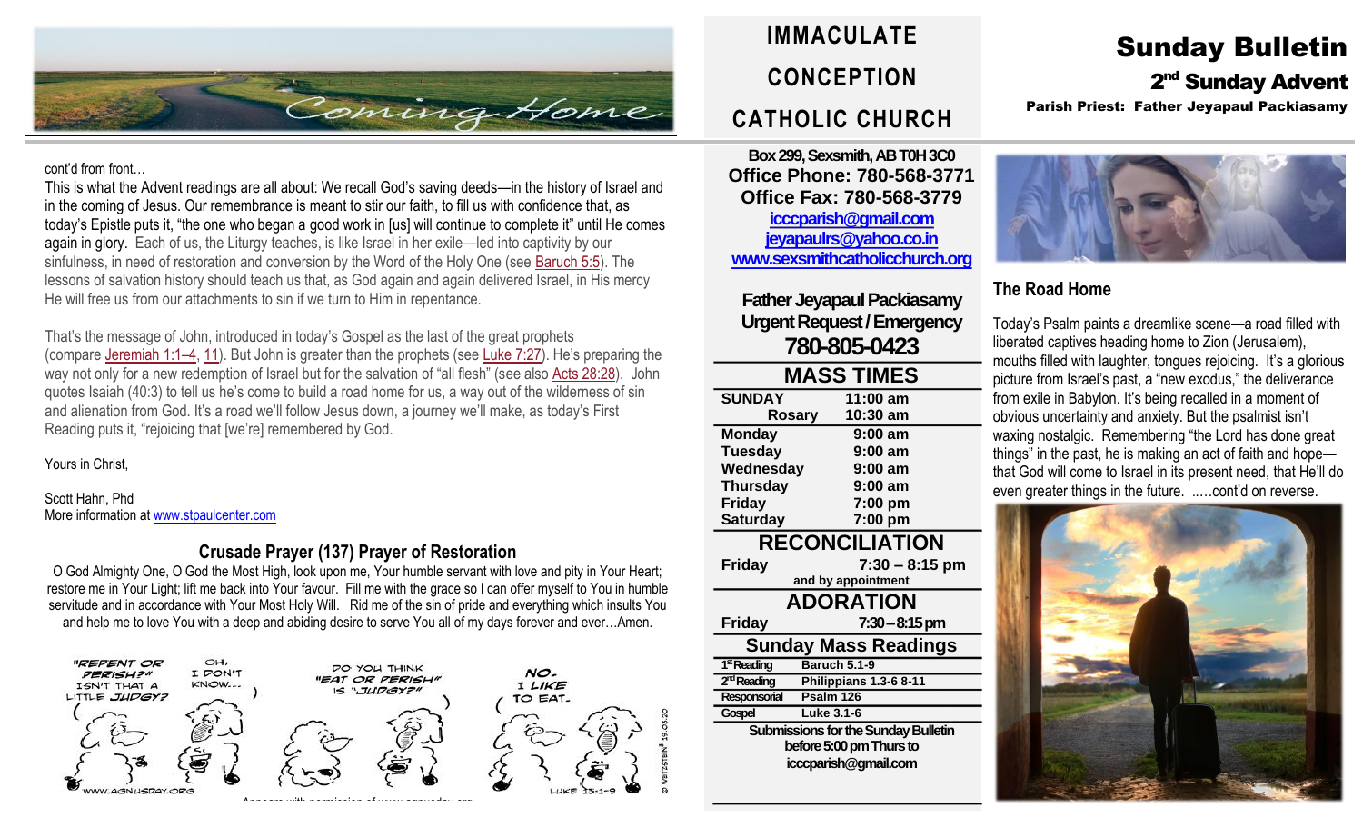cont'd from front…

This is what the Advent readings are all about: We recall God's saving deeds—in the history of Israel and in the coming of Jesus. Our remembrance is meant to stir our faith, to fill us with confidence that, as today's Epistle puts it, "the one who began a good work in [us] will continue to complete it" until He comes again in glory. Each of us, the Liturgy teaches, is like Israel in her exile—led into captivity by our sinfulness, in need of restoration and conversion by the Word of the Holy One (see Baruch 5:5). The lessons of salvation history should teach us that, as God again and again delivered Israel, in His mercy He will free us from our attachments to sin if we turn to Him in repentance.

That's the message of John, introduced in today's Gospel as the last of the great prophets (compare Jeremiah 1:1–4, 11). But John is greater than the prophets (see Luke 7:27). He's preparing the way not only for a new redemption of Israel but for the salvation of "all flesh" (see also Acts 28:28). John quotes Isaiah (40:3) to tell us he's come to build a road home for us, a way out of the wilderness of sin and alienation from God. It's a road we'll follow Jesus down, a journey we'll make, as today's First Reading puts it, "rejoicing that [we're] remembered by God.

Yours in Christ,

Scott Hahn, Phd
More information at www.stpaulcenter.com

## Crusade Prayer (137) Prayer of Restoration

O God Almighty One, O God the Most High, look upon me, Your humble servant with love and pity in Your Heart; restore me in Your Light; lift me back into Your favour. Fill me with the grace so I can offer myself to You in humble servitude and in accordance with Your Most Holy Will. Rid me of the sin of pride and everything which insults You and help me to love You with a deep and abiding desire to serve You all of my days forever and ever…Amen.

# IMMACULATE CONCEPTION CATHOLIC CHURCH

**Box 299, Sexsmith, AB T0H 3C0**
**Office Phone: 780-568-3771**
**Office Fax: 780-568-3779**
**icccparish@gmail.com**
**jeyapaulrs@yahoo.co.in**
**www.sexsmithcatholicchurch.org**

**Father Jeyapaul Packiasamy**
**Urgent Request / Emergency**
**780-805-0423**

### MASS TIMES

| | |
|---|---|
| SUNDAY | 11:00 am |
| Rosary | 10:30 am |
| Monday | 9:00 am |
| Tuesday | 9:00 am |
| Wednesday | 9:00 am |
| Thursday | 9:00 am |
| Friday | 7:00 pm |
| Saturday | 7:00 pm |

### RECONCILIATION

| | |
|---|---|
| Friday | 7:30 – 8:15 pm |

and by appointment

### ADORATION

| | |
|---|---|
| Friday | 7:30 – 8:15 pm |

### Sunday Mass Readings

| | |
|---|---|
| 1st Reading | Baruch 5.1-9 |
| 2nd Reading | Philippians 1.3-6 8-11 |
| Responsorial | Psalm 126 |
| Gospel | Luke 3.1-6 |

**Submissions for the Sunday Bulletin before 5:00 pm Thurs to icccparish@gmail.com**

# Sunday Bulletin
## 2nd Sunday Advent

**Parish Priest: Father Jeyapaul Packiasamy**

## The Road Home

Today's Psalm paints a dreamlike scene—a road filled with liberated captives heading home to Zion (Jerusalem), mouths filled with laughter, tongues rejoicing. It's a glorious picture from Israel's past, a "new exodus," the deliverance from exile in Babylon. It's being recalled in a moment of obvious uncertainty and anxiety. But the psalmist isn't waxing nostalgic. Remembering "the Lord has done great things" in the past, he is making an act of faith and hope—that God will come to Israel in its present need, that He'll do even greater things in the future. .....cont'd on reverse.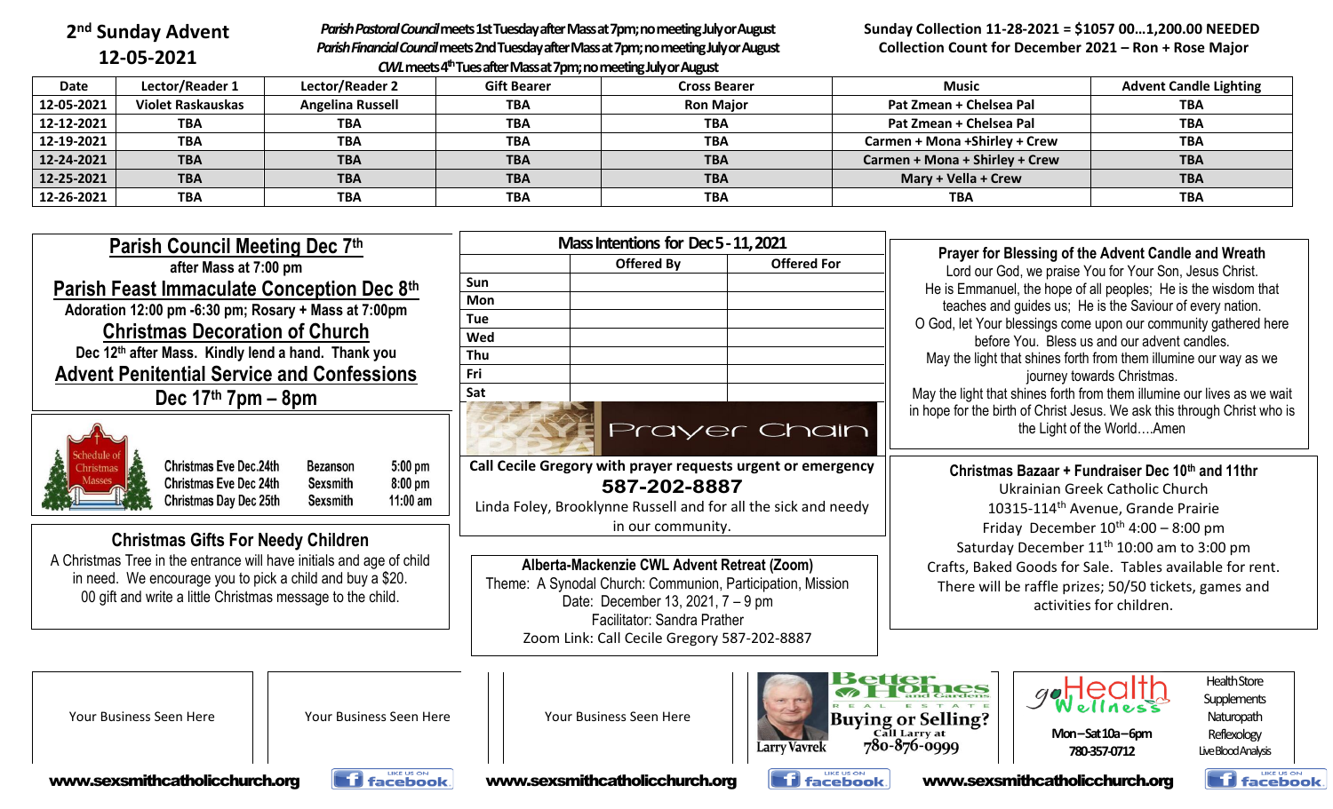## 2nd Sunday Advent
## 12-05-2021

*Parish Pastoral Council meets 1st Tuesday after Mass at 7pm; no meeting July or August*
*Parish Financial Council meets 2nd Tuesday after Mass at 7pm; no meeting July or August*
*CWL meets 4th Tues after Mass at 7pm; no meeting July or August*

**Sunday Collection 11-28-2021 = $1057 00…1,200.00 NEEDED**
**Collection Count for December 2021 – Ron + Rose Major**

| Date | Lector/Reader 1 | Lector/Reader 2 | Gift Bearer | Cross Bearer | Music | Advent Candle Lighting |
|---|---|---|---|---|---|---|
| 12-05-2021 | Violet Raskauskas | Angelina Russell | TBA | Ron Major | Pat Zmean + Chelsea Pal | TBA |
| 12-12-2021 | TBA | TBA | TBA | TBA | Pat Zmean + Chelsea Pal | TBA |
| 12-19-2021 | TBA | TBA | TBA | TBA | Carmen + Mona +Shirley + Crew | TBA |
| 12-24-2021 | TBA | TBA | TBA | TBA | Carmen + Mona + Shirley + Crew | TBA |
| 12-25-2021 | TBA | TBA | TBA | TBA | Mary + Vella + Crew | TBA |
| 12-26-2021 | TBA | TBA | TBA | TBA | TBA | TBA |

### Parish Council Meeting Dec 7th
**after Mass at 7:00 pm**

### Parish Feast Immaculate Conception Dec 8th
**Adoration 12:00 pm -6:30 pm; Rosary + Mass at 7:00pm**

### Christmas Decoration of Church
**Dec 12th after Mass. Kindly lend a hand. Thank you**

### Advent Penitential Service and Confessions
### Dec 17th 7pm – 8pm

Schedule of Christmas Masses

| | | |
|---|---|---|
| Christmas Eve Dec.24th | Bezanson | 5:00 pm |
| Christmas Eve Dec 24th | Sexsmith | 8:00 pm |
| Christmas Day Dec 25th | Sexsmith | 11:00 am |

### Christmas Gifts For Needy Children
A Christmas Tree in the entrance will have initials and age of child in need. We encourage you to pick a child and buy a $20. 00 gift and write a little Christmas message to the child.

**Mass Intentions for Dec 5 - 11, 2021**

| | Offered By | Offered For |
|---|---|---|
| Sun | | |
| Mon | | |
| Tue | | |
| Wed | | |
| Thu | | |
| Fri | | |
| Sat | | |

Prayer Chain

**Call Cecile Gregory with prayer requests urgent or emergency**
**587-202-8887**
Linda Foley, Brooklynne Russell and for all the sick and needy in our community.

**Alberta-Mackenzie CWL Advent Retreat (Zoom)**
Theme: A Synodal Church: Communion, Participation, Mission
Date: December 13, 2021, 7 – 9 pm
Facilitator: Sandra Prather
Zoom Link: Call Cecile Gregory 587-202-8887

### Prayer for Blessing of the Advent Candle and Wreath
Lord our God, we praise You for Your Son, Jesus Christ.
He is Emmanuel, the hope of all peoples; He is the wisdom that teaches and guides us; He is the Saviour of every nation.
O God, let Your blessings come upon our community gathered here before You. Bless us and our advent candles.
May the light that shines forth from them illumine our way as we journey towards Christmas.
May the light that shines forth from them illumine our lives as we wait in hope for the birth of Christ Jesus. We ask this through Christ who is the Light of the World….Amen

### Christmas Bazaar + Fundraiser Dec 10th and 11thr
Ukrainian Greek Catholic Church
10315-114th Avenue, Grande Prairie
Friday December 10th 4:00 – 8:00 pm
Saturday December 11th 10:00 am to 3:00 pm
Crafts, Baked Goods for Sale. Tables available for rent.
There will be raffle prizes; 50/50 tickets, games and activities for children.

Your Business Seen Here

Your Business Seen Here

Your Business Seen Here

Better Homes and Gardens Real Estate
Buying or Selling? Call Larry at 780-876-0999
Larry Vavrek

go Health Wellness
Mon – Sat 10a – 6pm
780-357-0712
Health Store
Supplements
Naturopath
Reflexology
Live Blood Analysis

www.sexsmithcatholicchurch.org — Like us on facebook